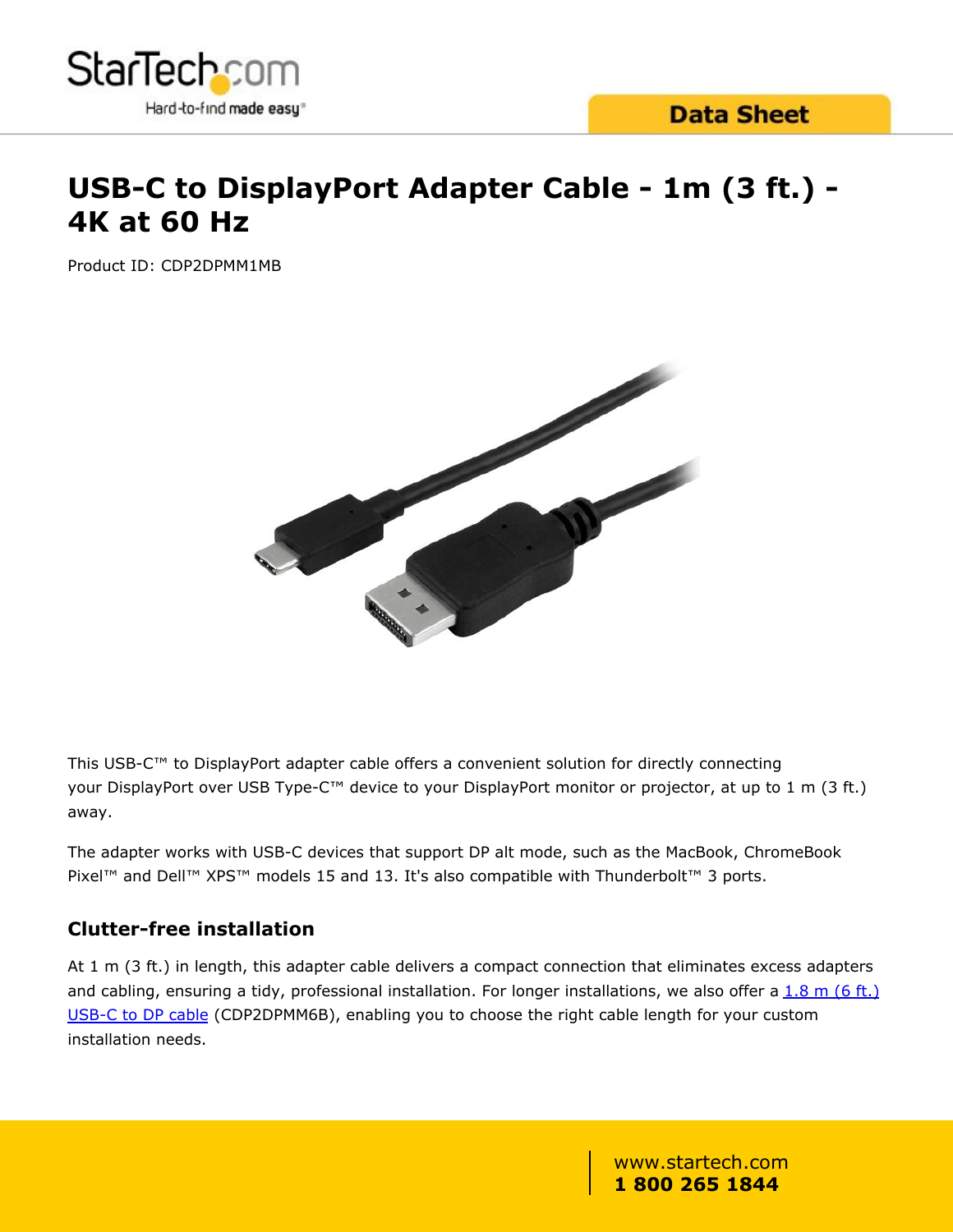# USB-C to DisplayPort Adapter Cable - 1m (3 ft.) - 4K at 60 Hz

Product ID: CDP2DPMM1MB

This USB-C™ to DisplayPort adapter cable offers a convenient solution for directly connecting your DisplayPort over USB Type-C™ device to your DisplayPort monitor or projector, at up to 1 m (3 ft.) away.

The adapter works with USB-C devices that support DP alt mode, such as the MacBook, ChromeBook Pixel™ and Dell™ XPS™ models 15 and 13. It's also compatible with Thunderbolt™ 3 ports.

## Clutter-free installation

At 1 m (3 ft.) in length, this adapter cable delivers a compact connection that eliminates excess adapters and cabling, ensuring a tidy, professional installation. For longer installations, we also offer a 1.8 m (6 ft.) USB-C to DP cable (CDP2DPMM6B), enabling you to choose the right cable length for your custom installation needs.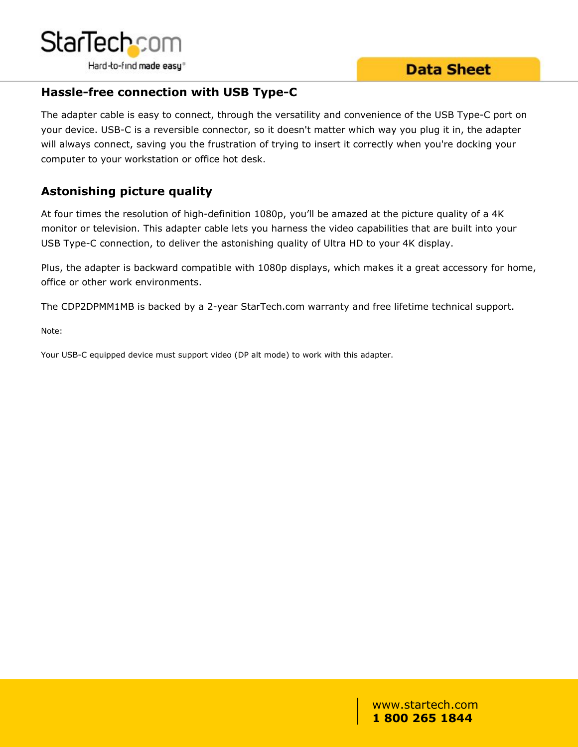## Hassle-free connection with USB Type-C

The adapter cable is easy to connect, through the versatility and convenience of the USB Type-C port on your device. USB-C is a reversible connector, so it doesn't matter which way you plug it in, the adapter will always connect, saving you the frustration of trying to insert it correctly when you're docking your computer to your workstation or office hot desk.

## Astonishing picture quality

At four times the resolution of high-definition 1080p, you'll be amazed at the picture quality of a 4K monitor or television. This adapter cable lets you harness the video capabilities that are built into your USB Type-C connection, to deliver the astonishing quality of Ultra HD to your 4K display.

Plus, the adapter is backward compatible with 1080p displays, which makes it a great accessory for home, office or other work environments.

The CDP2DPMM1MB is backed by a 2-year StarTech.com warranty and free lifetime technical support.

Note:

Your USB-C equipped device must support video (DP alt mode) to work with this adapter.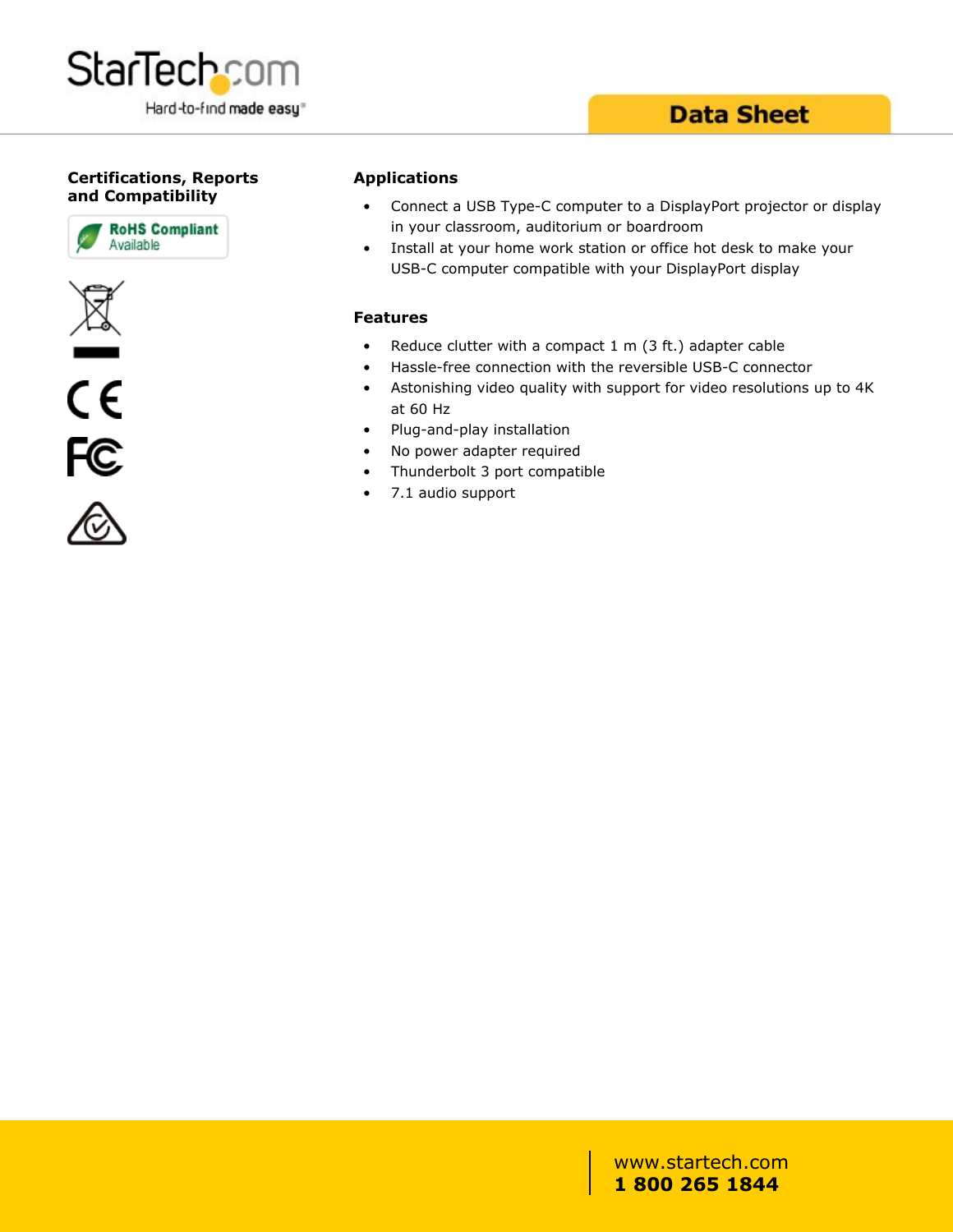## Certifications, Reports and Compatibility

RoHS Compliant Available

## Applications

- Connect a USB Type-C computer to a DisplayPort projector or display in your classroom, auditorium or boardroom
- Install at your home work station or office hot desk to make your USB-C computer compatible with your DisplayPort display

## Features

- Reduce clutter with a compact 1 m (3 ft.) adapter cable
- Hassle-free connection with the reversible USB-C connector
- Astonishing video quality with support for video resolutions up to 4K at 60 Hz
- Plug-and-play installation
- No power adapter required
- Thunderbolt 3 port compatible
- 7.1 audio support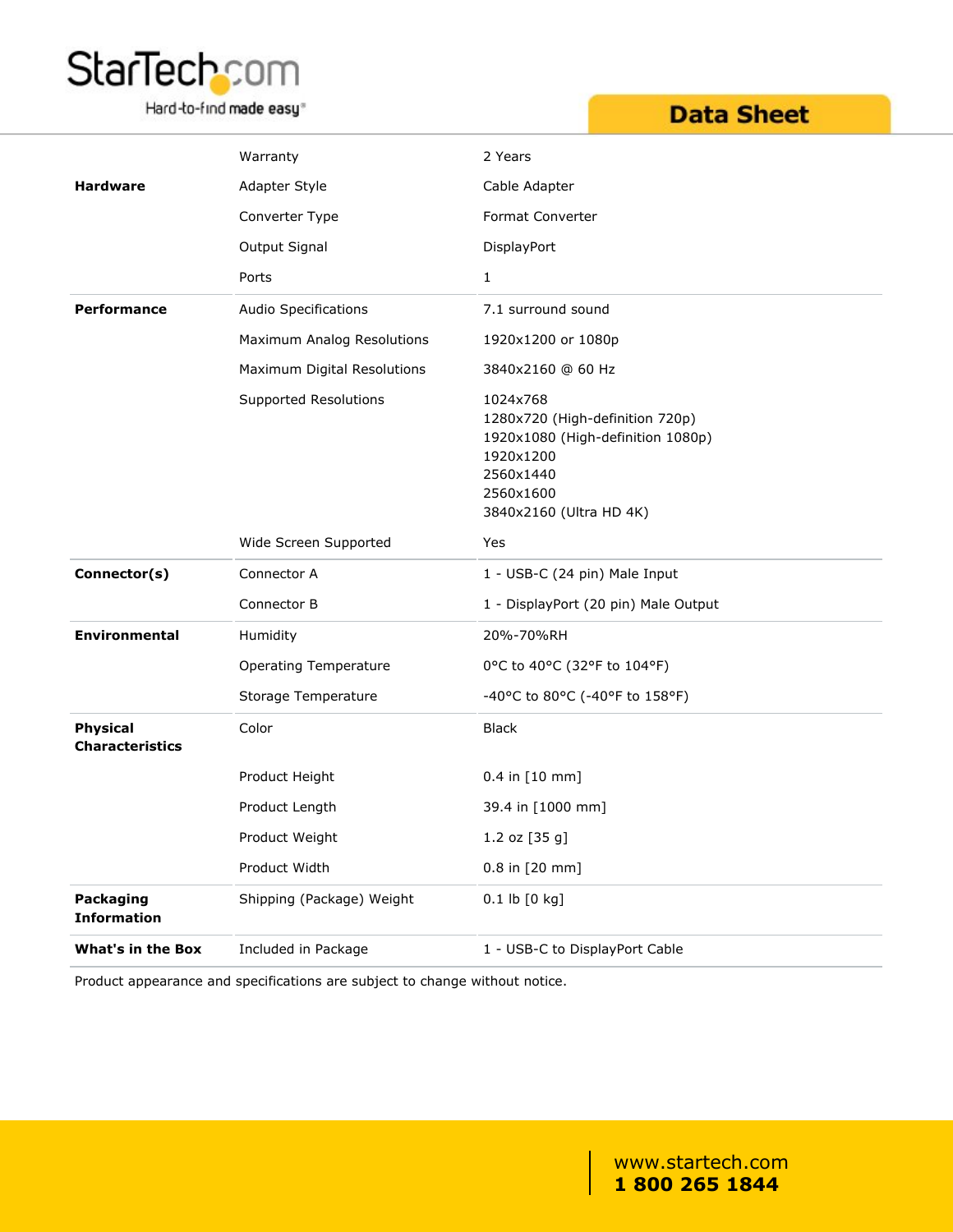| | | |
|---|---|---|
| Hardware | Warranty | 2 Years |
| | Adapter Style | Cable Adapter |
| | Converter Type | Format Converter |
| | Output Signal | DisplayPort |
| | Ports | 1 |
| Performance | Audio Specifications | 7.1 surround sound |
| | Maximum Analog Resolutions | 1920x1200 or 1080p |
| | Maximum Digital Resolutions | 3840x2160 @ 60 Hz |
| | Supported Resolutions | 1024x768<br>1280x720 (High-definition 720p)<br>1920x1080 (High-definition 1080p)<br>1920x1200<br>2560x1440<br>2560x1600<br>3840x2160 (Ultra HD 4K) |
| | Wide Screen Supported | Yes |
| Connector(s) | Connector A | 1 - USB-C (24 pin) Male Input |
| | Connector B | 1 - DisplayPort (20 pin) Male Output |
| Environmental | Humidity | 20%-70%RH |
| | Operating Temperature | 0°C to 40°C (32°F to 104°F) |
| | Storage Temperature | -40°C to 80°C (-40°F to 158°F) |
| Physical Characteristics | Color | Black |
| | Product Height | 0.4 in [10 mm] |
| | Product Length | 39.4 in [1000 mm] |
| | Product Weight | 1.2 oz [35 g] |
| | Product Width | 0.8 in [20 mm] |
| Packaging Information | Shipping (Package) Weight | 0.1 lb [0 kg] |
| What's in the Box | Included in Package | 1 - USB-C to DisplayPort Cable |

Product appearance and specifications are subject to change without notice.